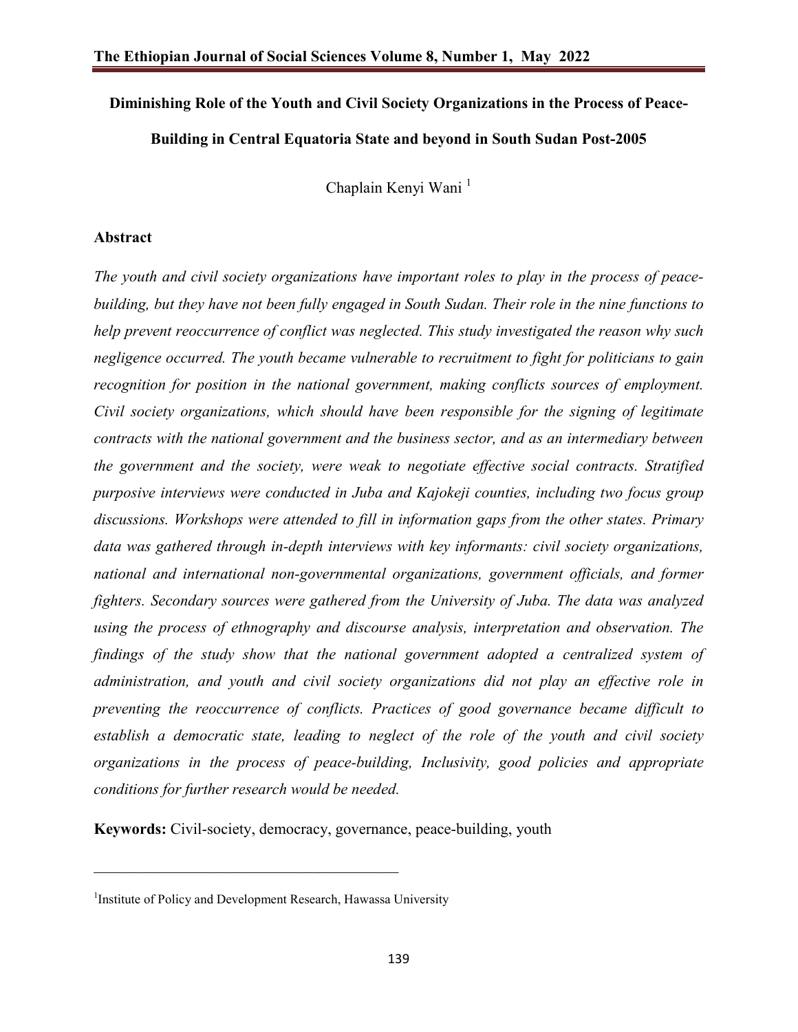# Diminishing Role of the Youth and Civil Society Organizations in the Process of Peace-Building in Central Equatoria State and beyond in South Sudan Post-2005

Chaplain Kenyi Wani [1]

## Abstract

*The youth and civil society organizations have important roles to play in the process of peace-building, but they have not been fully engaged in South Sudan. Their role in the nine functions to help prevent reoccurrence of conflict was neglected. This study investigated the reason why such negligence occurred. The youth became vulnerable to recruitment to fight for politicians to gain recognition for position in the national government, making conflicts sources of employment. Civil society organizations, which should have been responsible for the signing of legitimate contracts with the national government and the business sector, and as an intermediary between the government and the society, were weak to negotiate effective social contracts. Stratified purposive interviews were conducted in Juba and Kajokeji counties, including two focus group discussions. Workshops were attended to fill in information gaps from the other states. Primary data was gathered through in-depth interviews with key informants: civil society organizations, national and international non-governmental organizations, government officials, and former fighters. Secondary sources were gathered from the University of Juba. The data was analyzed using the process of ethnography and discourse analysis, interpretation and observation. The findings of the study show that the national government adopted a centralized system of administration, and youth and civil society organizations did not play an effective role in preventing the reoccurrence of conflicts. Practices of good governance became difficult to establish a democratic state, leading to neglect of the role of the youth and civil society organizations in the process of peace-building, Inclusivity, good policies and appropriate conditions for further research would be needed.*

**Keywords:** Civil-society, democracy, governance, peace-building, youth

---

[1] Institute of Policy and Development Research, Hawassa University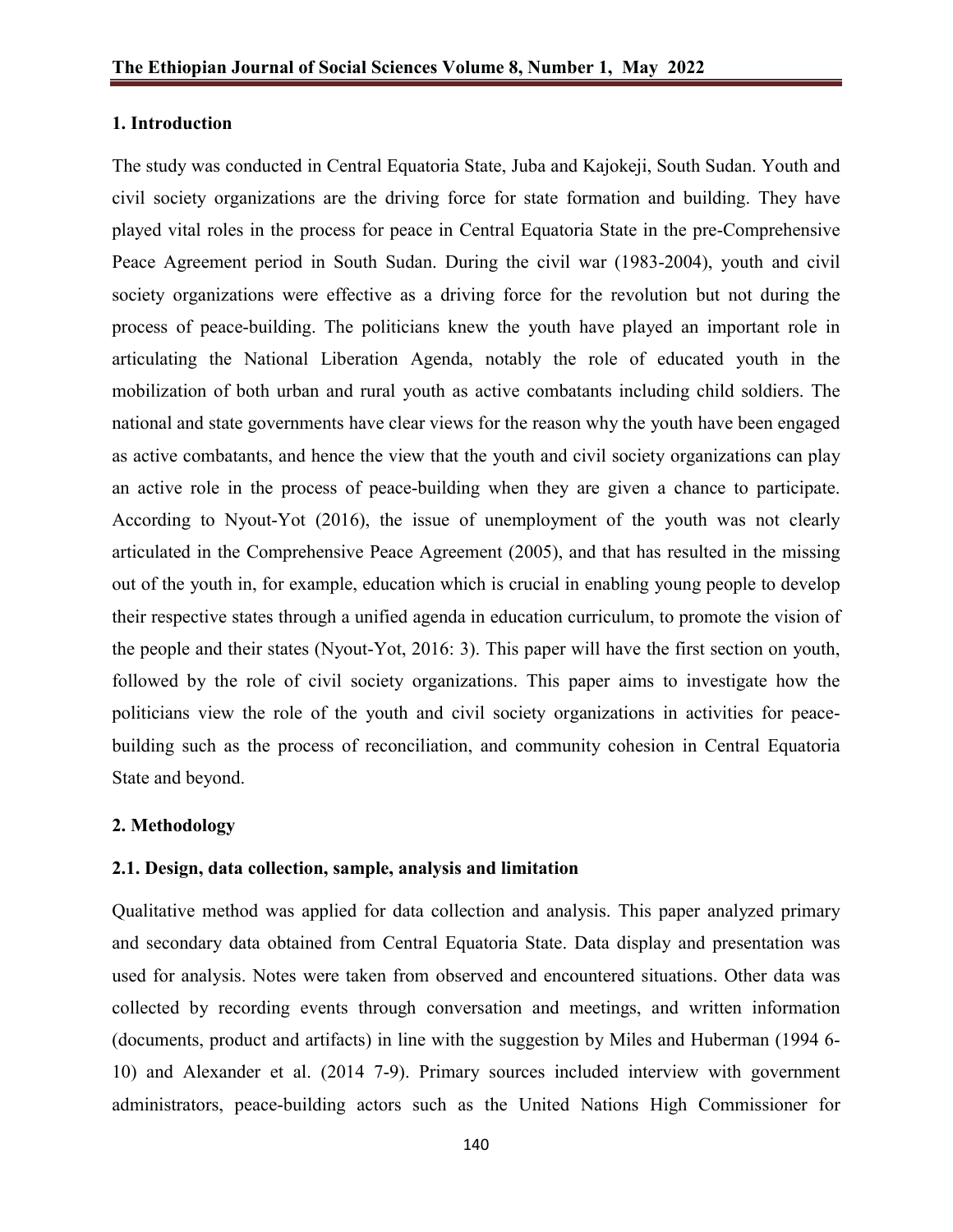## 1. Introduction

The study was conducted in Central Equatoria State, Juba and Kajokeji, South Sudan. Youth and civil society organizations are the driving force for state formation and building. They have played vital roles in the process for peace in Central Equatoria State in the pre-Comprehensive Peace Agreement period in South Sudan. During the civil war (1983-2004), youth and civil society organizations were effective as a driving force for the revolution but not during the process of peace-building. The politicians knew the youth have played an important role in articulating the National Liberation Agenda, notably the role of educated youth in the mobilization of both urban and rural youth as active combatants including child soldiers. The national and state governments have clear views for the reason why the youth have been engaged as active combatants, and hence the view that the youth and civil society organizations can play an active role in the process of peace-building when they are given a chance to participate. According to Nyout-Yot (2016), the issue of unemployment of the youth was not clearly articulated in the Comprehensive Peace Agreement (2005), and that has resulted in the missing out of the youth in, for example, education which is crucial in enabling young people to develop their respective states through a unified agenda in education curriculum, to promote the vision of the people and their states (Nyout-Yot, 2016: 3). This paper will have the first section on youth, followed by the role of civil society organizations. This paper aims to investigate how the politicians view the role of the youth and civil society organizations in activities for peace-building such as the process of reconciliation, and community cohesion in Central Equatoria State and beyond.

## 2. Methodology

### 2.1. Design, data collection, sample, analysis and limitation

Qualitative method was applied for data collection and analysis. This paper analyzed primary and secondary data obtained from Central Equatoria State. Data display and presentation was used for analysis. Notes were taken from observed and encountered situations. Other data was collected by recording events through conversation and meetings, and written information (documents, product and artifacts) in line with the suggestion by Miles and Huberman (1994 6-10) and Alexander et al. (2014 7-9). Primary sources included interview with government administrators, peace-building actors such as the United Nations High Commissioner for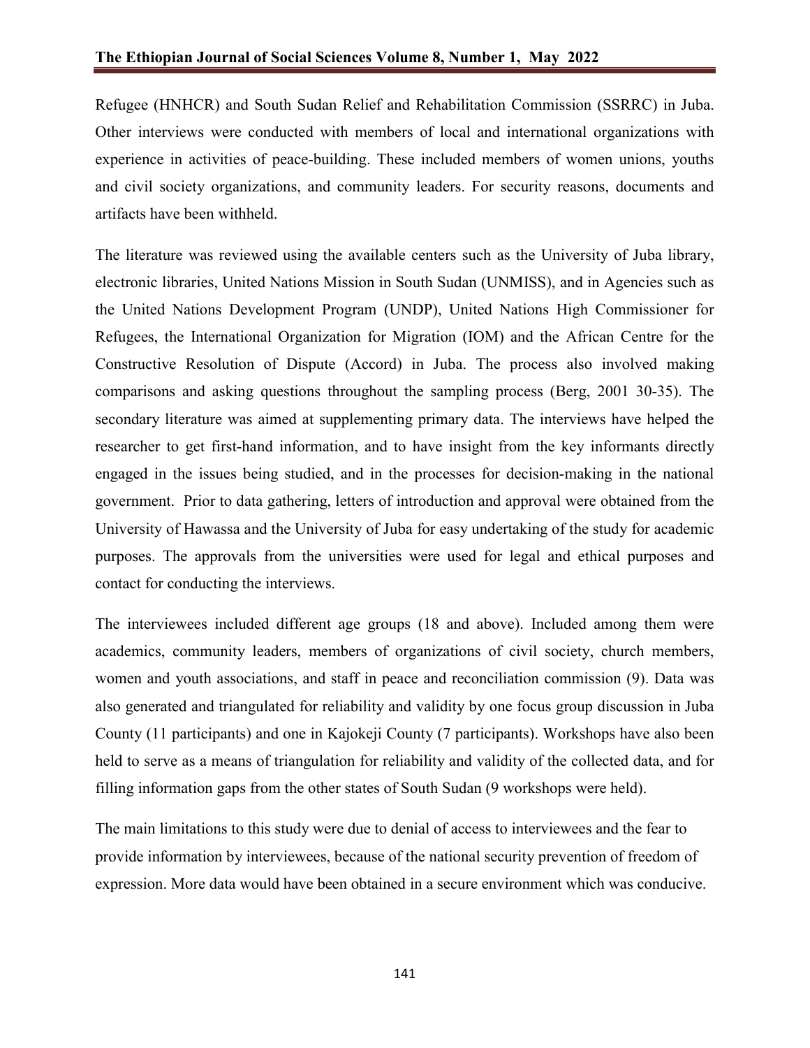Refugee (HNHCR) and South Sudan Relief and Rehabilitation Commission (SSRRC) in Juba. Other interviews were conducted with members of local and international organizations with experience in activities of peace-building. These included members of women unions, youths and civil society organizations, and community leaders. For security reasons, documents and artifacts have been withheld.

The literature was reviewed using the available centers such as the University of Juba library, electronic libraries, United Nations Mission in South Sudan (UNMISS), and in Agencies such as the United Nations Development Program (UNDP), United Nations High Commissioner for Refugees, the International Organization for Migration (IOM) and the African Centre for the Constructive Resolution of Dispute (Accord) in Juba. The process also involved making comparisons and asking questions throughout the sampling process (Berg, 2001 30-35). The secondary literature was aimed at supplementing primary data. The interviews have helped the researcher to get first-hand information, and to have insight from the key informants directly engaged in the issues being studied, and in the processes for decision-making in the national government. Prior to data gathering, letters of introduction and approval were obtained from the University of Hawassa and the University of Juba for easy undertaking of the study for academic purposes. The approvals from the universities were used for legal and ethical purposes and contact for conducting the interviews.

The interviewees included different age groups (18 and above). Included among them were academics, community leaders, members of organizations of civil society, church members, women and youth associations, and staff in peace and reconciliation commission (9). Data was also generated and triangulated for reliability and validity by one focus group discussion in Juba County (11 participants) and one in Kajokeji County (7 participants). Workshops have also been held to serve as a means of triangulation for reliability and validity of the collected data, and for filling information gaps from the other states of South Sudan (9 workshops were held).

The main limitations to this study were due to denial of access to interviewees and the fear to provide information by interviewees, because of the national security prevention of freedom of expression. More data would have been obtained in a secure environment which was conducive.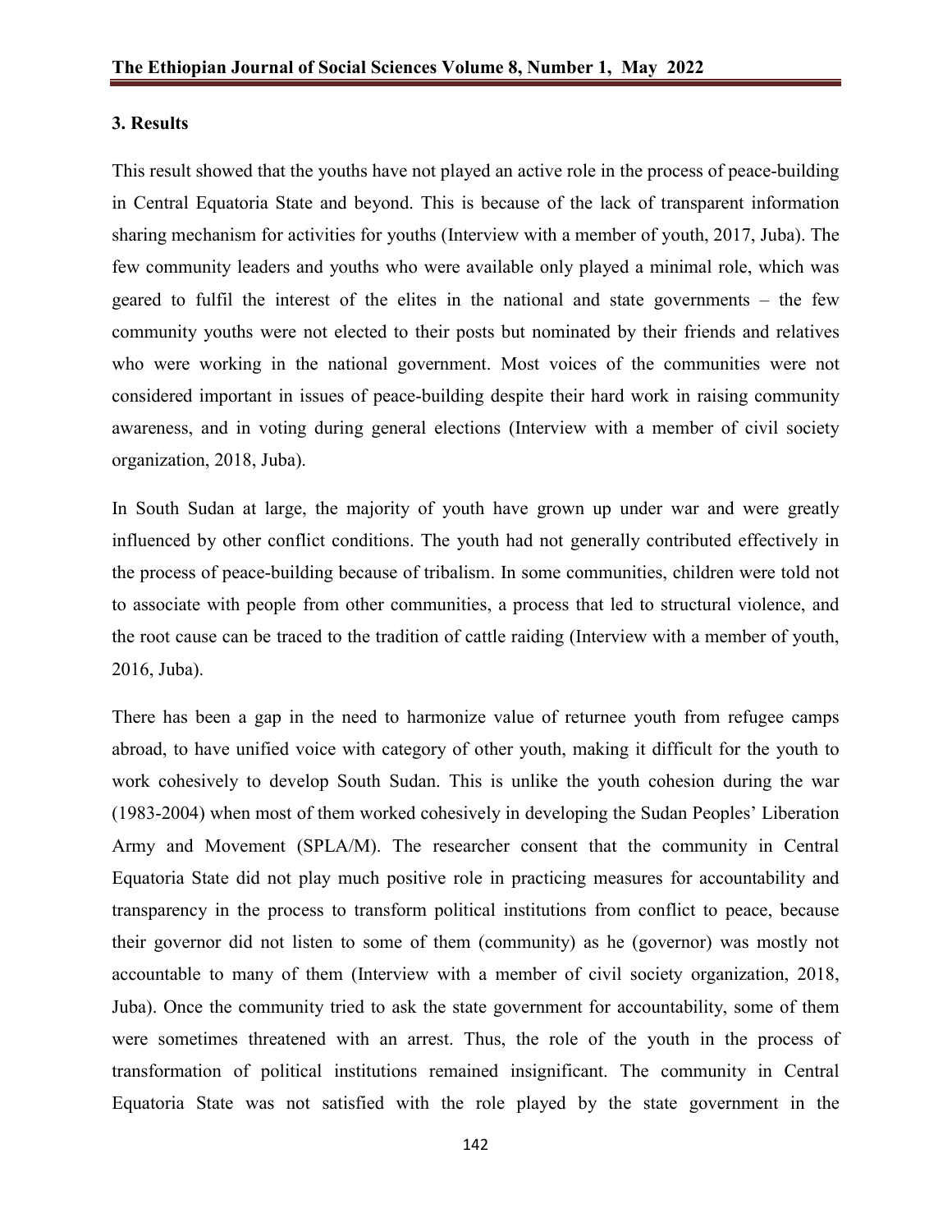## 3. Results

This result showed that the youths have not played an active role in the process of peace-building in Central Equatoria State and beyond. This is because of the lack of transparent information sharing mechanism for activities for youths (Interview with a member of youth, 2017, Juba). The few community leaders and youths who were available only played a minimal role, which was geared to fulfil the interest of the elites in the national and state governments – the few community youths were not elected to their posts but nominated by their friends and relatives who were working in the national government. Most voices of the communities were not considered important in issues of peace-building despite their hard work in raising community awareness, and in voting during general elections (Interview with a member of civil society organization, 2018, Juba).

In South Sudan at large, the majority of youth have grown up under war and were greatly influenced by other conflict conditions. The youth had not generally contributed effectively in the process of peace-building because of tribalism. In some communities, children were told not to associate with people from other communities, a process that led to structural violence, and the root cause can be traced to the tradition of cattle raiding (Interview with a member of youth, 2016, Juba).

There has been a gap in the need to harmonize value of returnee youth from refugee camps abroad, to have unified voice with category of other youth, making it difficult for the youth to work cohesively to develop South Sudan. This is unlike the youth cohesion during the war (1983-2004) when most of them worked cohesively in developing the Sudan Peoples' Liberation Army and Movement (SPLA/M). The researcher consent that the community in Central Equatoria State did not play much positive role in practicing measures for accountability and transparency in the process to transform political institutions from conflict to peace, because their governor did not listen to some of them (community) as he (governor) was mostly not accountable to many of them (Interview with a member of civil society organization, 2018, Juba). Once the community tried to ask the state government for accountability, some of them were sometimes threatened with an arrest. Thus, the role of the youth in the process of transformation of political institutions remained insignificant. The community in Central Equatoria State was not satisfied with the role played by the state government in the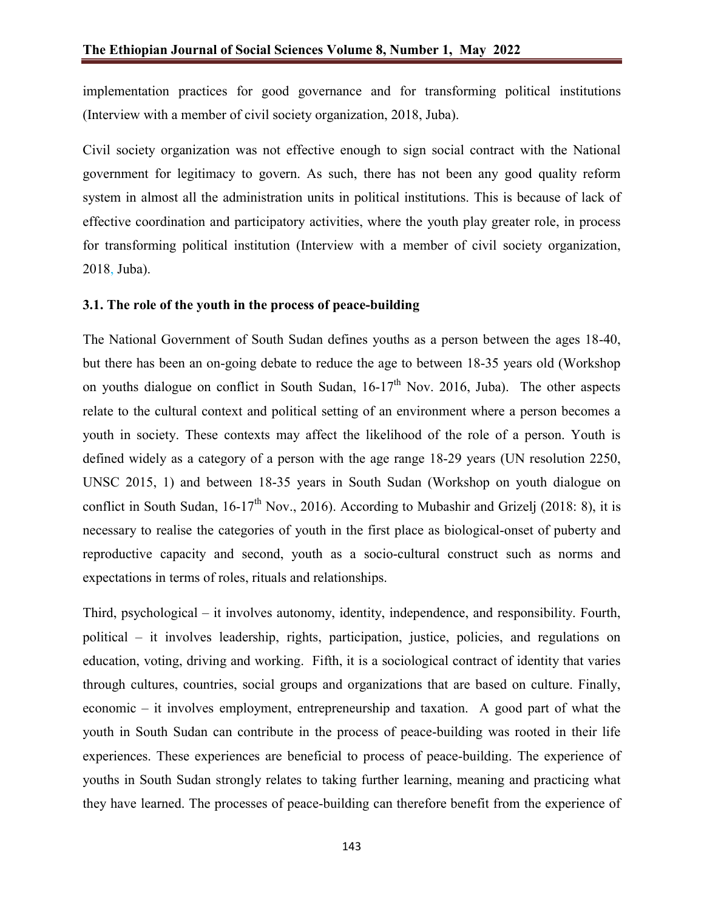implementation practices for good governance and for transforming political institutions (Interview with a member of civil society organization, 2018, Juba).

Civil society organization was not effective enough to sign social contract with the National government for legitimacy to govern. As such, there has not been any good quality reform system in almost all the administration units in political institutions. This is because of lack of effective coordination and participatory activities, where the youth play greater role, in process for transforming political institution (Interview with a member of civil society organization, 2018, Juba).

### 3.1. The role of the youth in the process of peace-building

The National Government of South Sudan defines youths as a person between the ages 18-40, but there has been an on-going debate to reduce the age to between 18-35 years old (Workshop on youths dialogue on conflict in South Sudan, 16-17th Nov. 2016, Juba). The other aspects relate to the cultural context and political setting of an environment where a person becomes a youth in society. These contexts may affect the likelihood of the role of a person. Youth is defined widely as a category of a person with the age range 18-29 years (UN resolution 2250, UNSC 2015, 1) and between 18-35 years in South Sudan (Workshop on youth dialogue on conflict in South Sudan, 16-17th Nov., 2016). According to Mubashir and Grizelj (2018: 8), it is necessary to realise the categories of youth in the first place as biological-onset of puberty and reproductive capacity and second, youth as a socio-cultural construct such as norms and expectations in terms of roles, rituals and relationships.

Third, psychological – it involves autonomy, identity, independence, and responsibility. Fourth, political – it involves leadership, rights, participation, justice, policies, and regulations on education, voting, driving and working. Fifth, it is a sociological contract of identity that varies through cultures, countries, social groups and organizations that are based on culture. Finally, economic – it involves employment, entrepreneurship and taxation. A good part of what the youth in South Sudan can contribute in the process of peace-building was rooted in their life experiences. These experiences are beneficial to process of peace-building. The experience of youths in South Sudan strongly relates to taking further learning, meaning and practicing what they have learned. The processes of peace-building can therefore benefit from the experience of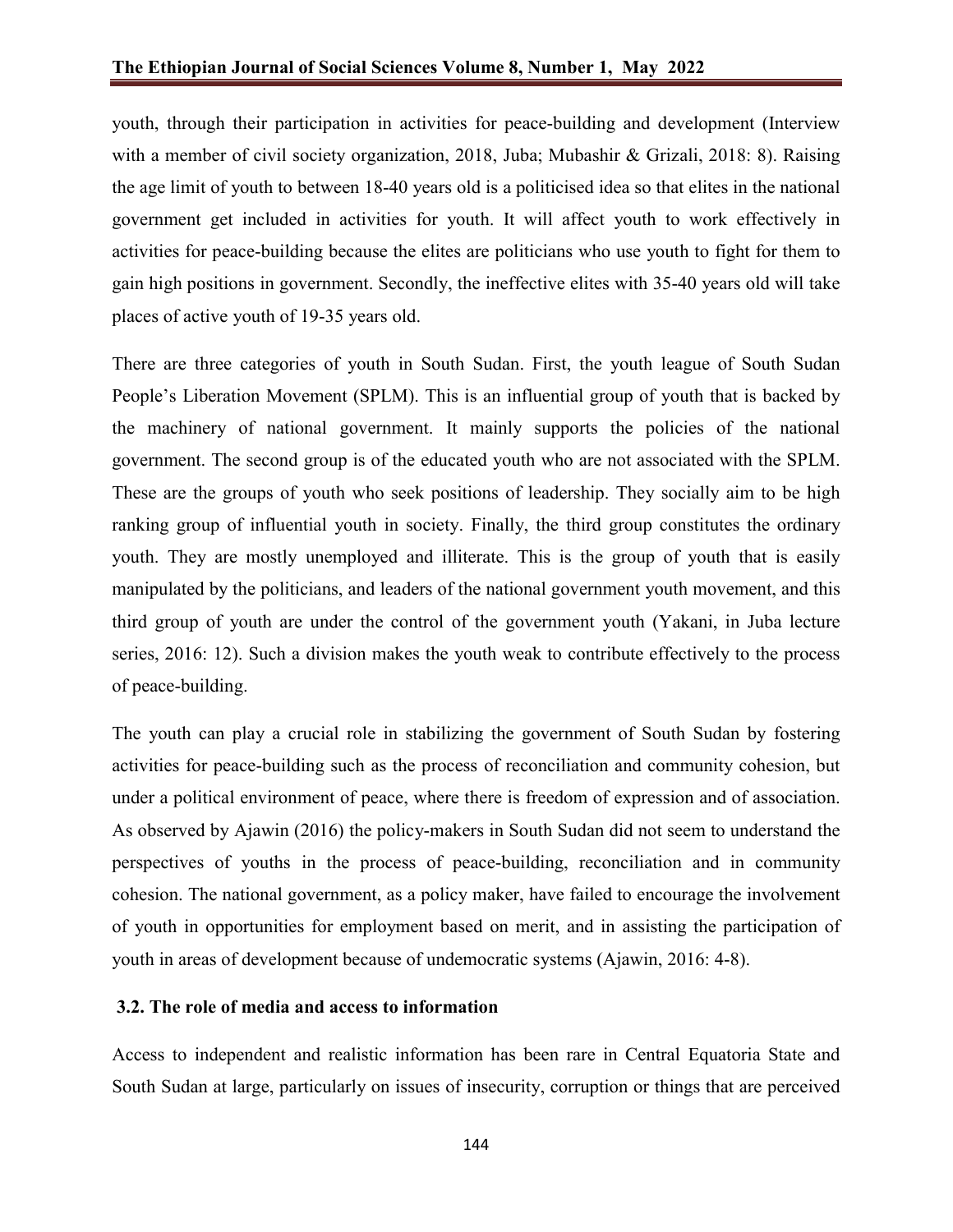youth, through their participation in activities for peace-building and development (Interview with a member of civil society organization, 2018, Juba; Mubashir & Grizali, 2018: 8). Raising the age limit of youth to between 18-40 years old is a politicised idea so that elites in the national government get included in activities for youth. It will affect youth to work effectively in activities for peace-building because the elites are politicians who use youth to fight for them to gain high positions in government. Secondly, the ineffective elites with 35-40 years old will take places of active youth of 19-35 years old.

There are three categories of youth in South Sudan. First, the youth league of South Sudan People's Liberation Movement (SPLM). This is an influential group of youth that is backed by the machinery of national government. It mainly supports the policies of the national government. The second group is of the educated youth who are not associated with the SPLM. These are the groups of youth who seek positions of leadership. They socially aim to be high ranking group of influential youth in society. Finally, the third group constitutes the ordinary youth. They are mostly unemployed and illiterate. This is the group of youth that is easily manipulated by the politicians, and leaders of the national government youth movement, and this third group of youth are under the control of the government youth (Yakani, in Juba lecture series, 2016: 12). Such a division makes the youth weak to contribute effectively to the process of peace-building.

The youth can play a crucial role in stabilizing the government of South Sudan by fostering activities for peace-building such as the process of reconciliation and community cohesion, but under a political environment of peace, where there is freedom of expression and of association. As observed by Ajawin (2016) the policy-makers in South Sudan did not seem to understand the perspectives of youths in the process of peace-building, reconciliation and in community cohesion. The national government, as a policy maker, have failed to encourage the involvement of youth in opportunities for employment based on merit, and in assisting the participation of youth in areas of development because of undemocratic systems (Ajawin, 2016: 4-8).

### 3.2. The role of media and access to information

Access to independent and realistic information has been rare in Central Equatoria State and South Sudan at large, particularly on issues of insecurity, corruption or things that are perceived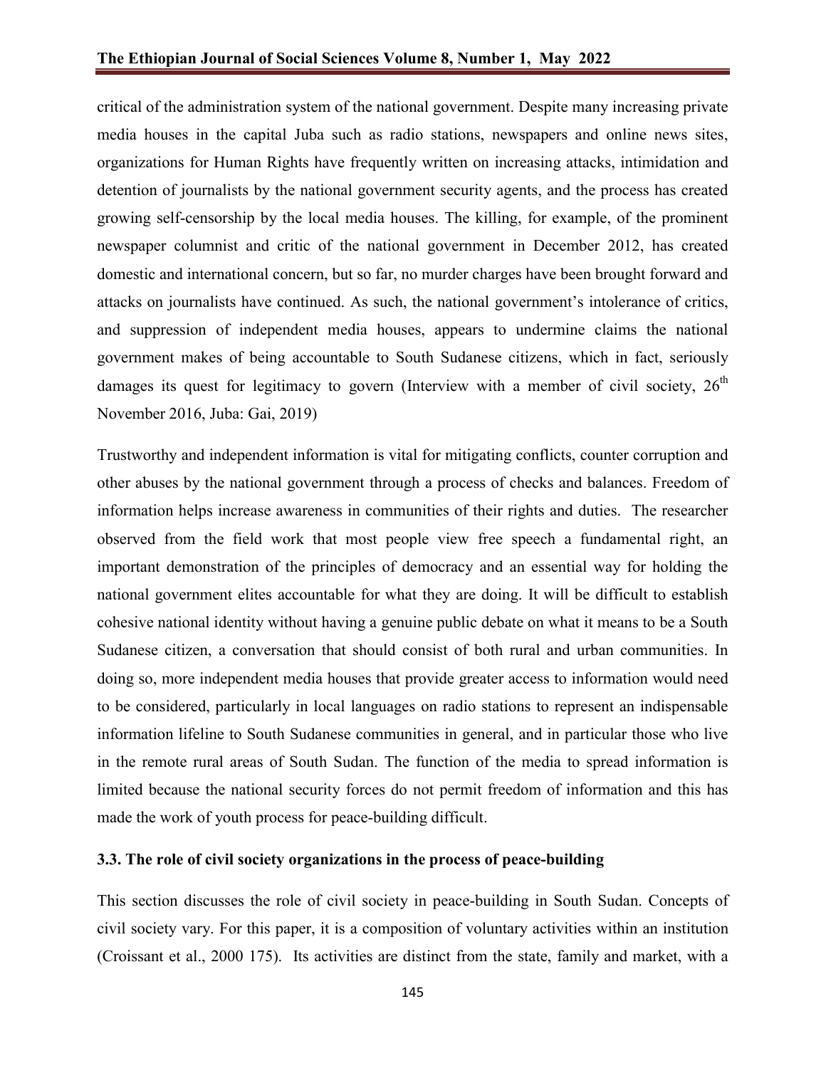critical of the administration system of the national government. Despite many increasing private media houses in the capital Juba such as radio stations, newspapers and online news sites, organizations for Human Rights have frequently written on increasing attacks, intimidation and detention of journalists by the national government security agents, and the process has created growing self-censorship by the local media houses. The killing, for example, of the prominent newspaper columnist and critic of the national government in December 2012, has created domestic and international concern, but so far, no murder charges have been brought forward and attacks on journalists have continued. As such, the national government's intolerance of critics, and suppression of independent media houses, appears to undermine claims the national government makes of being accountable to South Sudanese citizens, which in fact, seriously damages its quest for legitimacy to govern (Interview with a member of civil society, 26th November 2016, Juba: Gai, 2019)

Trustworthy and independent information is vital for mitigating conflicts, counter corruption and other abuses by the national government through a process of checks and balances. Freedom of information helps increase awareness in communities of their rights and duties. The researcher observed from the field work that most people view free speech a fundamental right, an important demonstration of the principles of democracy and an essential way for holding the national government elites accountable for what they are doing. It will be difficult to establish cohesive national identity without having a genuine public debate on what it means to be a South Sudanese citizen, a conversation that should consist of both rural and urban communities. In doing so, more independent media houses that provide greater access to information would need to be considered, particularly in local languages on radio stations to represent an indispensable information lifeline to South Sudanese communities in general, and in particular those who live in the remote rural areas of South Sudan. The function of the media to spread information is limited because the national security forces do not permit freedom of information and this has made the work of youth process for peace-building difficult.

### 3.3. The role of civil society organizations in the process of peace-building

This section discusses the role of civil society in peace-building in South Sudan. Concepts of civil society vary. For this paper, it is a composition of voluntary activities within an institution (Croissant et al., 2000 175). Its activities are distinct from the state, family and market, with a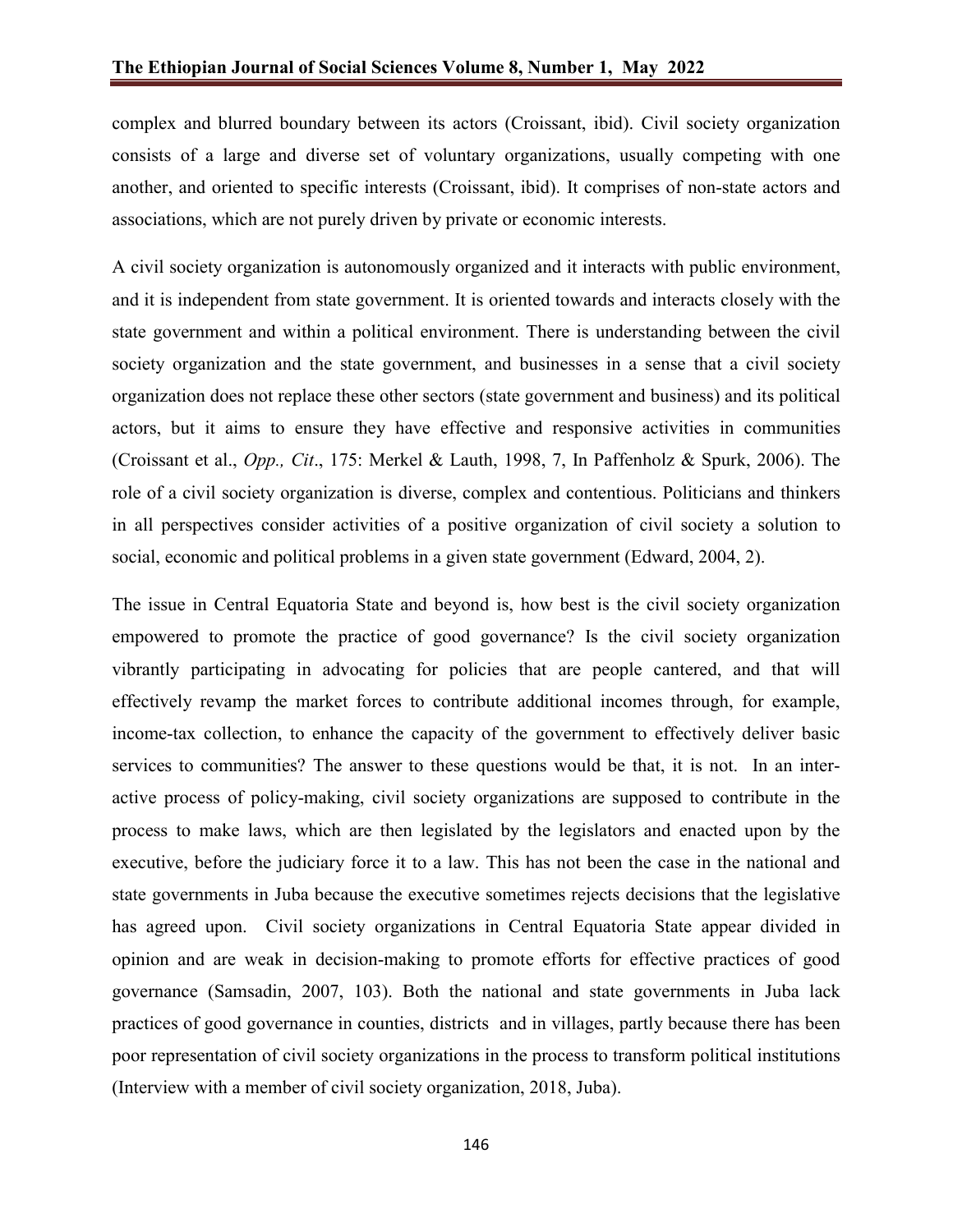complex and blurred boundary between its actors (Croissant, ibid). Civil society organization consists of a large and diverse set of voluntary organizations, usually competing with one another, and oriented to specific interests (Croissant, ibid). It comprises of non-state actors and associations, which are not purely driven by private or economic interests.

A civil society organization is autonomously organized and it interacts with public environment, and it is independent from state government. It is oriented towards and interacts closely with the state government and within a political environment. There is understanding between the civil society organization and the state government, and businesses in a sense that a civil society organization does not replace these other sectors (state government and business) and its political actors, but it aims to ensure they have effective and responsive activities in communities (Croissant et al., *Opp., Cit*., 175: Merkel & Lauth, 1998, 7, In Paffenholz & Spurk, 2006). The role of a civil society organization is diverse, complex and contentious. Politicians and thinkers in all perspectives consider activities of a positive organization of civil society a solution to social, economic and political problems in a given state government (Edward, 2004, 2).

The issue in Central Equatoria State and beyond is, how best is the civil society organization empowered to promote the practice of good governance? Is the civil society organization vibrantly participating in advocating for policies that are people cantered, and that will effectively revamp the market forces to contribute additional incomes through, for example, income-tax collection, to enhance the capacity of the government to effectively deliver basic services to communities? The answer to these questions would be that, it is not. In an inter-active process of policy-making, civil society organizations are supposed to contribute in the process to make laws, which are then legislated by the legislators and enacted upon by the executive, before the judiciary force it to a law. This has not been the case in the national and state governments in Juba because the executive sometimes rejects decisions that the legislative has agreed upon. Civil society organizations in Central Equatoria State appear divided in opinion and are weak in decision-making to promote efforts for effective practices of good governance (Samsadin, 2007, 103). Both the national and state governments in Juba lack practices of good governance in counties, districts and in villages, partly because there has been poor representation of civil society organizations in the process to transform political institutions (Interview with a member of civil society organization, 2018, Juba).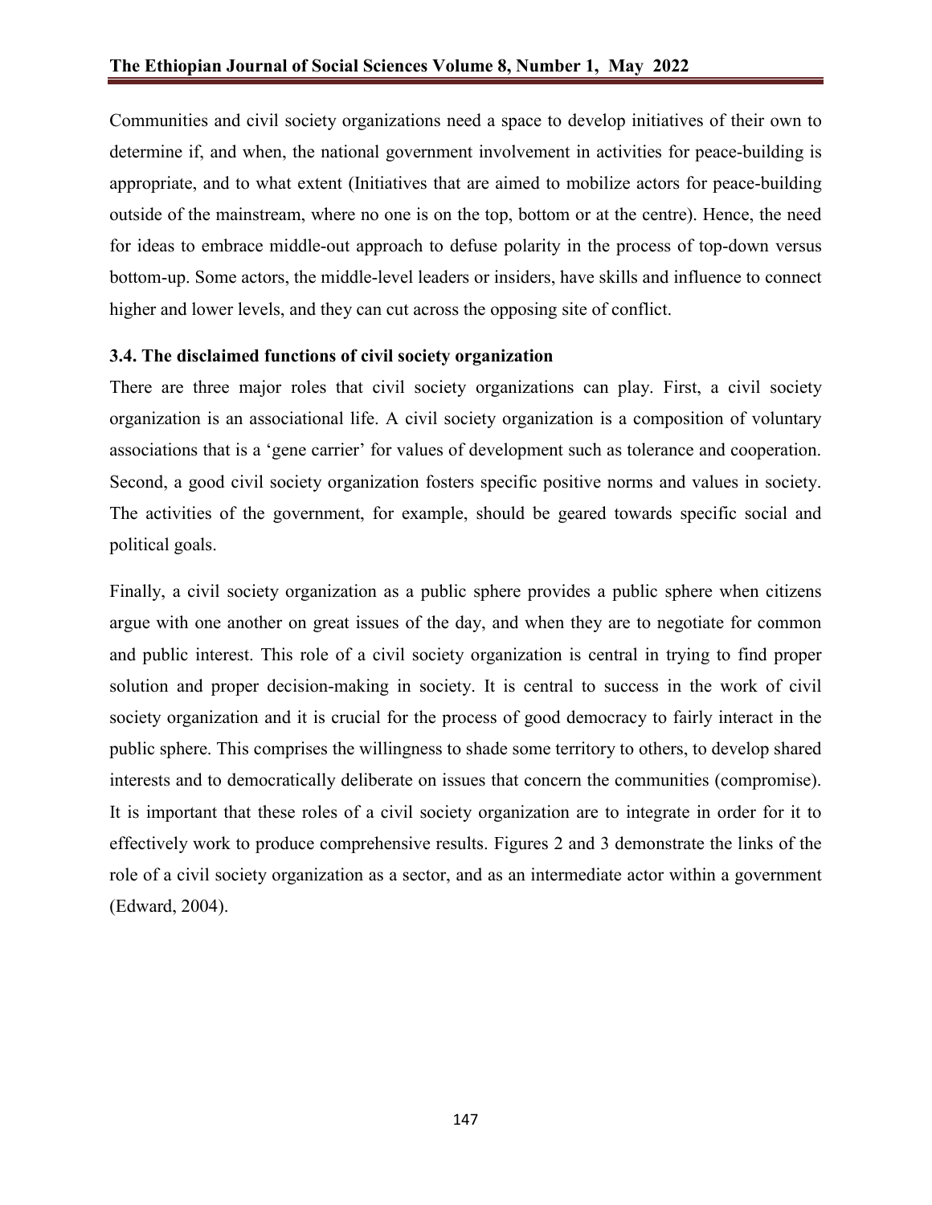Communities and civil society organizations need a space to develop initiatives of their own to determine if, and when, the national government involvement in activities for peace-building is appropriate, and to what extent (Initiatives that are aimed to mobilize actors for peace-building outside of the mainstream, where no one is on the top, bottom or at the centre). Hence, the need for ideas to embrace middle-out approach to defuse polarity in the process of top-down versus bottom-up. Some actors, the middle-level leaders or insiders, have skills and influence to connect higher and lower levels, and they can cut across the opposing site of conflict.

### 3.4. The disclaimed functions of civil society organization

There are three major roles that civil society organizations can play. First, a civil society organization is an associational life. A civil society organization is a composition of voluntary associations that is a 'gene carrier' for values of development such as tolerance and cooperation. Second, a good civil society organization fosters specific positive norms and values in society. The activities of the government, for example, should be geared towards specific social and political goals.

Finally, a civil society organization as a public sphere provides a public sphere when citizens argue with one another on great issues of the day, and when they are to negotiate for common and public interest. This role of a civil society organization is central in trying to find proper solution and proper decision-making in society. It is central to success in the work of civil society organization and it is crucial for the process of good democracy to fairly interact in the public sphere. This comprises the willingness to shade some territory to others, to develop shared interests and to democratically deliberate on issues that concern the communities (compromise). It is important that these roles of a civil society organization are to integrate in order for it to effectively work to produce comprehensive results. Figures 2 and 3 demonstrate the links of the role of a civil society organization as a sector, and as an intermediate actor within a government (Edward, 2004).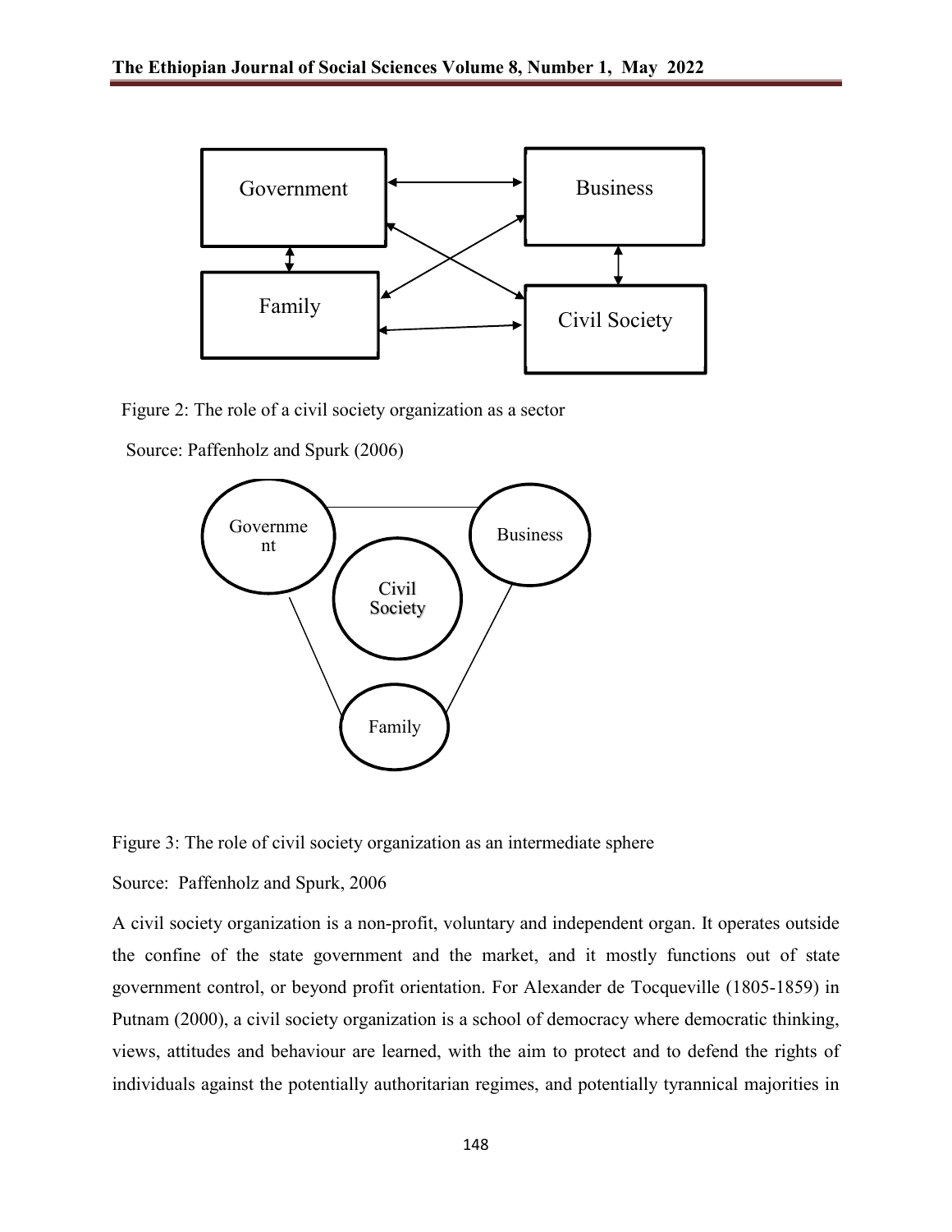Figure 2: The role of a civil society organization as a sector

Source: Paffenholz and Spurk (2006)

Figure 3: The role of civil society organization as an intermediate sphere

Source: Paffenholz and Spurk, 2006

A civil society organization is a non-profit, voluntary and independent organ. It operates outside the confine of the state government and the market, and it mostly functions out of state government control, or beyond profit orientation. For Alexander de Tocqueville (1805-1859) in Putnam (2000), a civil society organization is a school of democracy where democratic thinking, views, attitudes and behaviour are learned, with the aim to protect and to defend the rights of individuals against the potentially authoritarian regimes, and potentially tyrannical majorities in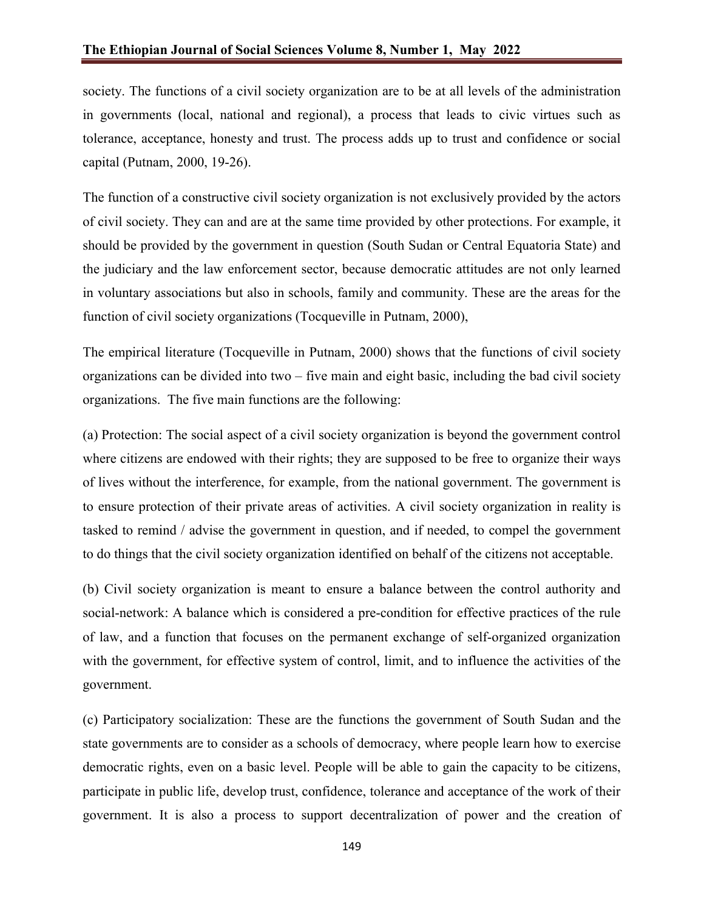society. The functions of a civil society organization are to be at all levels of the administration in governments (local, national and regional), a process that leads to civic virtues such as tolerance, acceptance, honesty and trust. The process adds up to trust and confidence or social capital (Putnam, 2000, 19-26).

The function of a constructive civil society organization is not exclusively provided by the actors of civil society. They can and are at the same time provided by other protections. For example, it should be provided by the government in question (South Sudan or Central Equatoria State) and the judiciary and the law enforcement sector, because democratic attitudes are not only learned in voluntary associations but also in schools, family and community. These are the areas for the function of civil society organizations (Tocqueville in Putnam, 2000),

The empirical literature (Tocqueville in Putnam, 2000) shows that the functions of civil society organizations can be divided into two – five main and eight basic, including the bad civil society organizations. The five main functions are the following:

(a) Protection: The social aspect of a civil society organization is beyond the government control where citizens are endowed with their rights; they are supposed to be free to organize their ways of lives without the interference, for example, from the national government. The government is to ensure protection of their private areas of activities. A civil society organization in reality is tasked to remind / advise the government in question, and if needed, to compel the government to do things that the civil society organization identified on behalf of the citizens not acceptable.

(b) Civil society organization is meant to ensure a balance between the control authority and social-network: A balance which is considered a pre-condition for effective practices of the rule of law, and a function that focuses on the permanent exchange of self-organized organization with the government, for effective system of control, limit, and to influence the activities of the government.

(c) Participatory socialization: These are the functions the government of South Sudan and the state governments are to consider as a schools of democracy, where people learn how to exercise democratic rights, even on a basic level. People will be able to gain the capacity to be citizens, participate in public life, develop trust, confidence, tolerance and acceptance of the work of their government. It is also a process to support decentralization of power and the creation of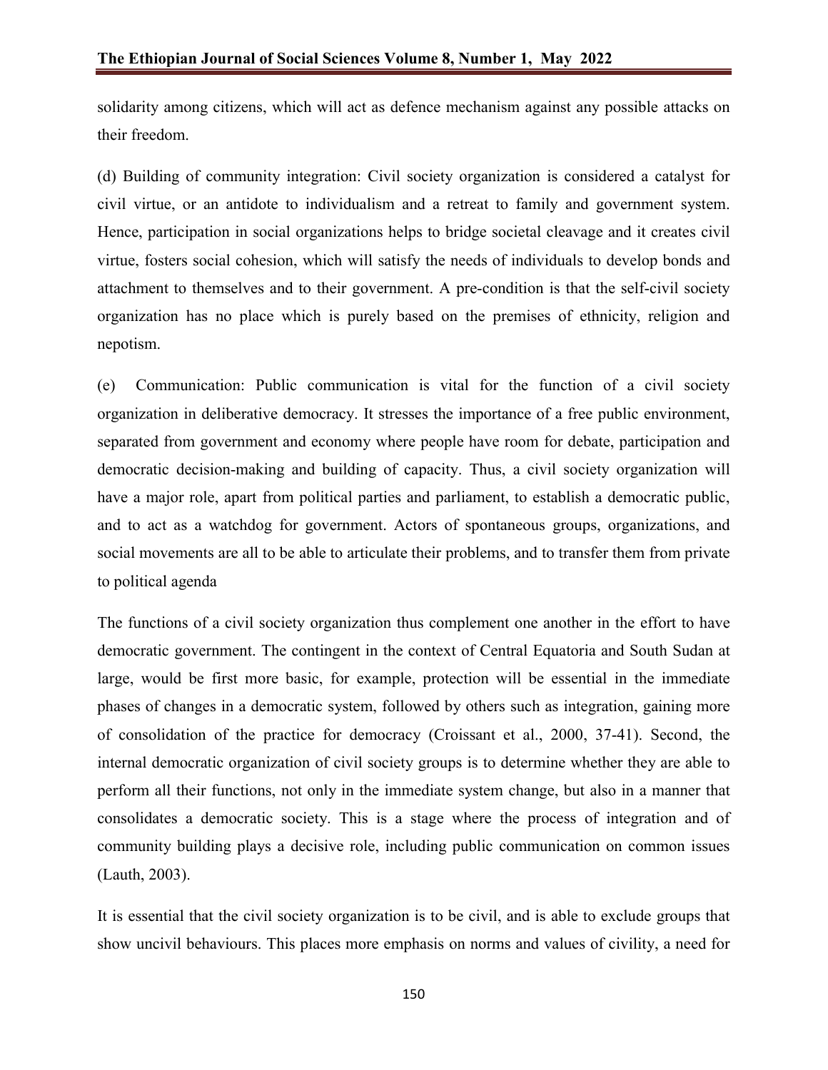solidarity among citizens, which will act as defence mechanism against any possible attacks on their freedom.

(d) Building of community integration: Civil society organization is considered a catalyst for civil virtue, or an antidote to individualism and a retreat to family and government system. Hence, participation in social organizations helps to bridge societal cleavage and it creates civil virtue, fosters social cohesion, which will satisfy the needs of individuals to develop bonds and attachment to themselves and to their government. A pre-condition is that the self-civil society organization has no place which is purely based on the premises of ethnicity, religion and nepotism.

(e) Communication: Public communication is vital for the function of a civil society organization in deliberative democracy. It stresses the importance of a free public environment, separated from government and economy where people have room for debate, participation and democratic decision-making and building of capacity. Thus, a civil society organization will have a major role, apart from political parties and parliament, to establish a democratic public, and to act as a watchdog for government. Actors of spontaneous groups, organizations, and social movements are all to be able to articulate their problems, and to transfer them from private to political agenda

The functions of a civil society organization thus complement one another in the effort to have democratic government. The contingent in the context of Central Equatoria and South Sudan at large, would be first more basic, for example, protection will be essential in the immediate phases of changes in a democratic system, followed by others such as integration, gaining more of consolidation of the practice for democracy (Croissant et al., 2000, 37-41). Second, the internal democratic organization of civil society groups is to determine whether they are able to perform all their functions, not only in the immediate system change, but also in a manner that consolidates a democratic society. This is a stage where the process of integration and of community building plays a decisive role, including public communication on common issues (Lauth, 2003).

It is essential that the civil society organization is to be civil, and is able to exclude groups that show uncivil behaviours. This places more emphasis on norms and values of civility, a need for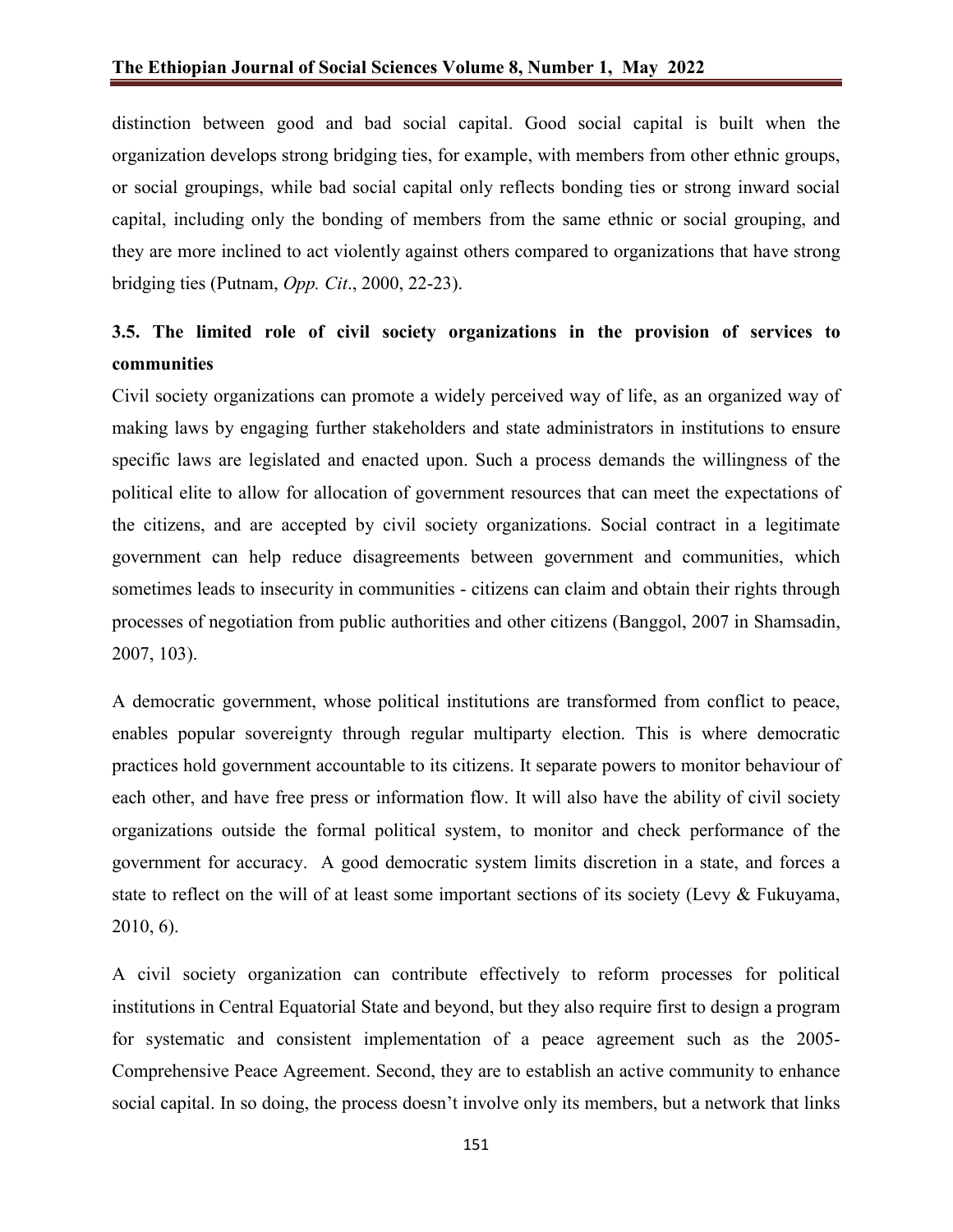distinction between good and bad social capital. Good social capital is built when the organization develops strong bridging ties, for example, with members from other ethnic groups, or social groupings, while bad social capital only reflects bonding ties or strong inward social capital, including only the bonding of members from the same ethnic or social grouping, and they are more inclined to act violently against others compared to organizations that have strong bridging ties (Putnam, *Opp. Cit*., 2000, 22-23).

### 3.5. The limited role of civil society organizations in the provision of services to communities

Civil society organizations can promote a widely perceived way of life, as an organized way of making laws by engaging further stakeholders and state administrators in institutions to ensure specific laws are legislated and enacted upon. Such a process demands the willingness of the political elite to allow for allocation of government resources that can meet the expectations of the citizens, and are accepted by civil society organizations. Social contract in a legitimate government can help reduce disagreements between government and communities, which sometimes leads to insecurity in communities - citizens can claim and obtain their rights through processes of negotiation from public authorities and other citizens (Banggol, 2007 in Shamsadin, 2007, 103).

A democratic government, whose political institutions are transformed from conflict to peace, enables popular sovereignty through regular multiparty election. This is where democratic practices hold government accountable to its citizens. It separate powers to monitor behaviour of each other, and have free press or information flow. It will also have the ability of civil society organizations outside the formal political system, to monitor and check performance of the government for accuracy. A good democratic system limits discretion in a state, and forces a state to reflect on the will of at least some important sections of its society (Levy & Fukuyama, 2010, 6).

A civil society organization can contribute effectively to reform processes for political institutions in Central Equatorial State and beyond, but they also require first to design a program for systematic and consistent implementation of a peace agreement such as the 2005-Comprehensive Peace Agreement. Second, they are to establish an active community to enhance social capital. In so doing, the process doesn't involve only its members, but a network that links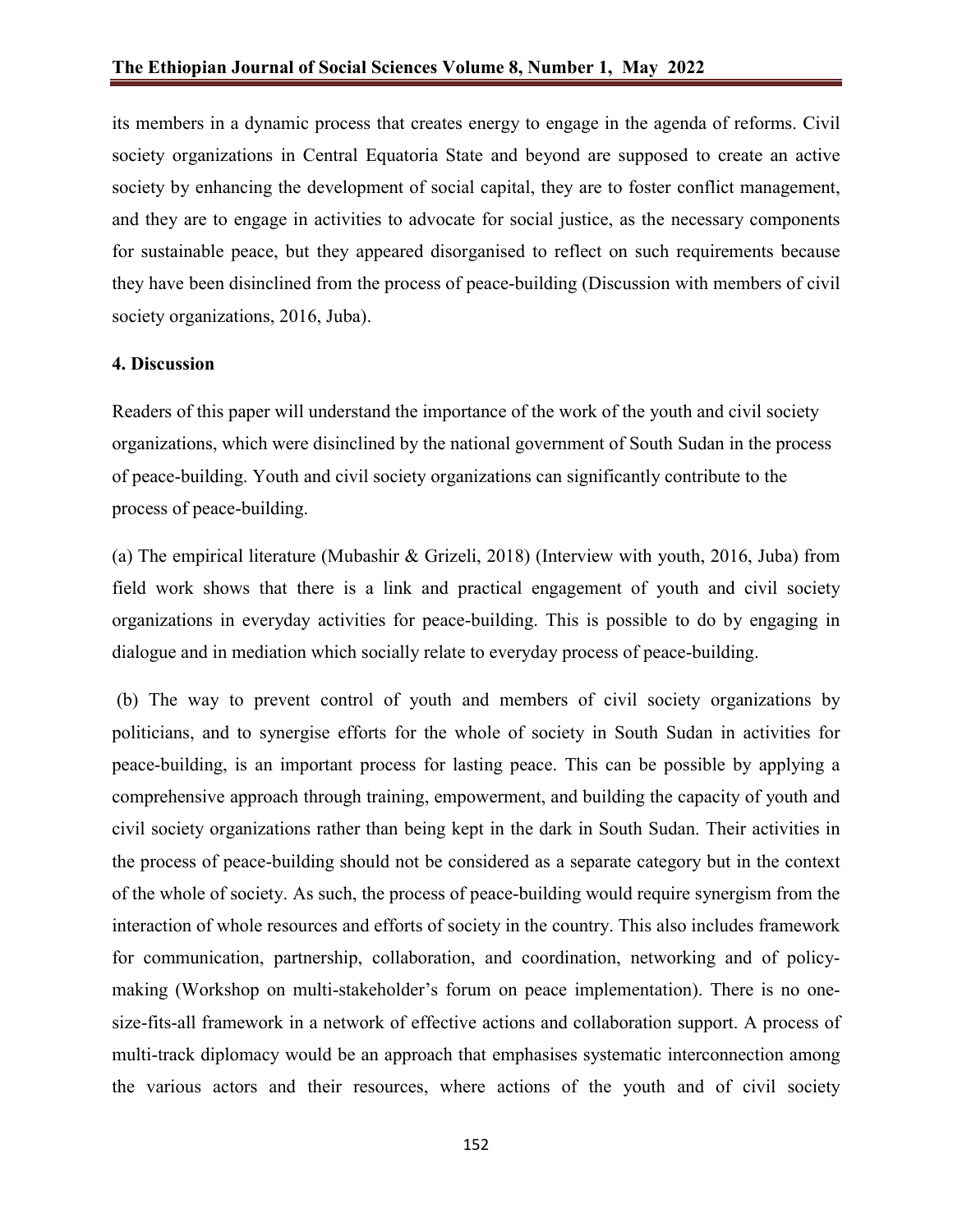its members in a dynamic process that creates energy to engage in the agenda of reforms. Civil society organizations in Central Equatoria State and beyond are supposed to create an active society by enhancing the development of social capital, they are to foster conflict management, and they are to engage in activities to advocate for social justice, as the necessary components for sustainable peace, but they appeared disorganised to reflect on such requirements because they have been disinclined from the process of peace-building (Discussion with members of civil society organizations, 2016, Juba).

## 4. Discussion

Readers of this paper will understand the importance of the work of the youth and civil society organizations, which were disinclined by the national government of South Sudan in the process of peace-building. Youth and civil society organizations can significantly contribute to the process of peace-building.

(a) The empirical literature (Mubashir & Grizeli, 2018) (Interview with youth, 2016, Juba) from field work shows that there is a link and practical engagement of youth and civil society organizations in everyday activities for peace-building. This is possible to do by engaging in dialogue and in mediation which socially relate to everyday process of peace-building.

(b) The way to prevent control of youth and members of civil society organizations by politicians, and to synergise efforts for the whole of society in South Sudan in activities for peace-building, is an important process for lasting peace. This can be possible by applying a comprehensive approach through training, empowerment, and building the capacity of youth and civil society organizations rather than being kept in the dark in South Sudan. Their activities in the process of peace-building should not be considered as a separate category but in the context of the whole of society. As such, the process of peace-building would require synergism from the interaction of whole resources and efforts of society in the country. This also includes framework for communication, partnership, collaboration, and coordination, networking and of policy-making (Workshop on multi-stakeholder's forum on peace implementation). There is no one-size-fits-all framework in a network of effective actions and collaboration support. A process of multi-track diplomacy would be an approach that emphasises systematic interconnection among the various actors and their resources, where actions of the youth and of civil society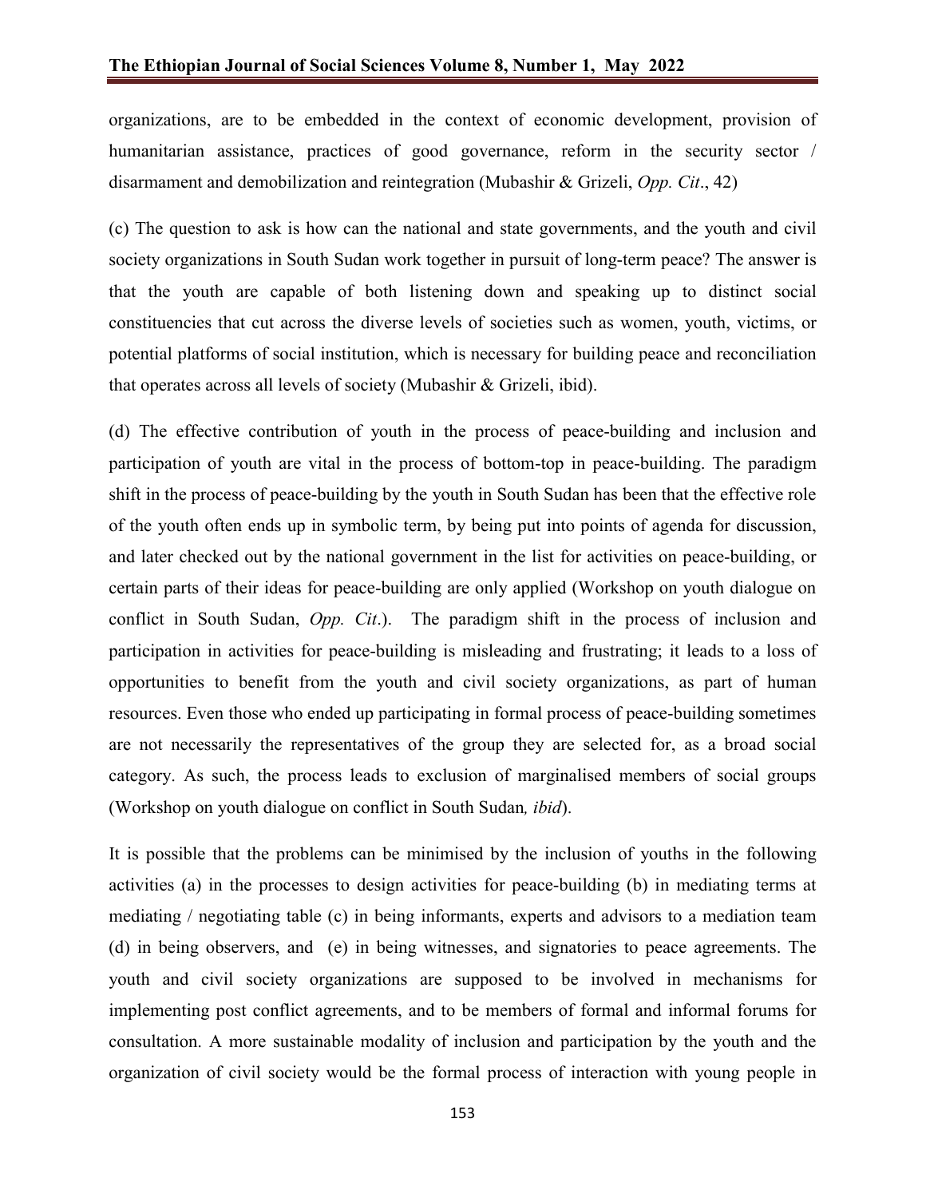organizations, are to be embedded in the context of economic development, provision of humanitarian assistance, practices of good governance, reform in the security sector / disarmament and demobilization and reintegration (Mubashir & Grizeli, *Opp. Cit*., 42)

(c) The question to ask is how can the national and state governments, and the youth and civil society organizations in South Sudan work together in pursuit of long-term peace? The answer is that the youth are capable of both listening down and speaking up to distinct social constituencies that cut across the diverse levels of societies such as women, youth, victims, or potential platforms of social institution, which is necessary for building peace and reconciliation that operates across all levels of society (Mubashir & Grizeli, ibid).

(d) The effective contribution of youth in the process of peace-building and inclusion and participation of youth are vital in the process of bottom-top in peace-building. The paradigm shift in the process of peace-building by the youth in South Sudan has been that the effective role of the youth often ends up in symbolic term, by being put into points of agenda for discussion, and later checked out by the national government in the list for activities on peace-building, or certain parts of their ideas for peace-building are only applied (Workshop on youth dialogue on conflict in South Sudan, *Opp. Cit*.). The paradigm shift in the process of inclusion and participation in activities for peace-building is misleading and frustrating; it leads to a loss of opportunities to benefit from the youth and civil society organizations, as part of human resources. Even those who ended up participating in formal process of peace-building sometimes are not necessarily the representatives of the group they are selected for, as a broad social category. As such, the process leads to exclusion of marginalised members of social groups (Workshop on youth dialogue on conflict in South Sudan*, ibid*).

It is possible that the problems can be minimised by the inclusion of youths in the following activities (a) in the processes to design activities for peace-building (b) in mediating terms at mediating / negotiating table (c) in being informants, experts and advisors to a mediation team (d) in being observers, and (e) in being witnesses, and signatories to peace agreements. The youth and civil society organizations are supposed to be involved in mechanisms for implementing post conflict agreements, and to be members of formal and informal forums for consultation. A more sustainable modality of inclusion and participation by the youth and the organization of civil society would be the formal process of interaction with young people in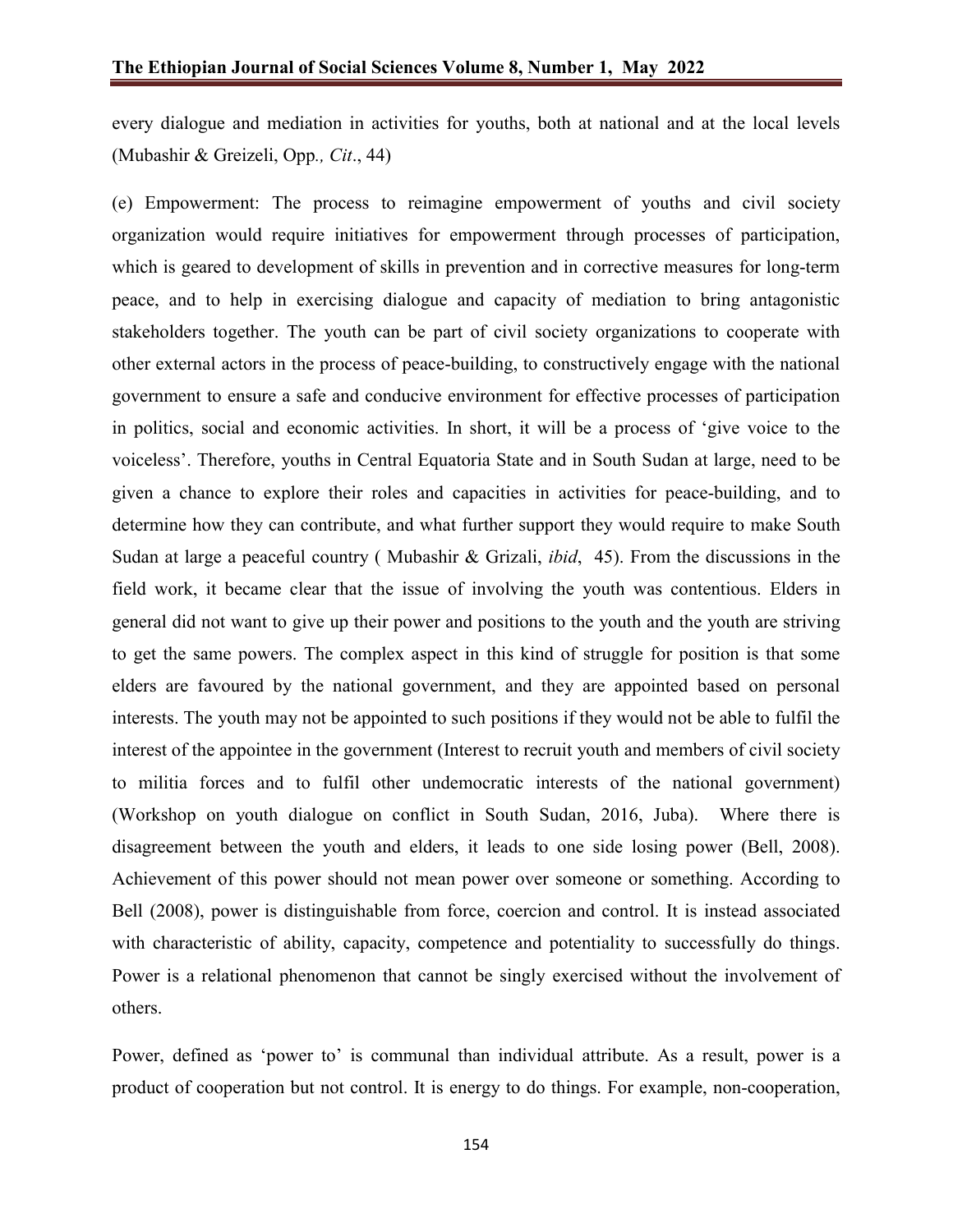every dialogue and mediation in activities for youths, both at national and at the local levels (Mubashir & Greizeli, Opp*., Cit*., 44)

(e) Empowerment: The process to reimagine empowerment of youths and civil society organization would require initiatives for empowerment through processes of participation, which is geared to development of skills in prevention and in corrective measures for long-term peace, and to help in exercising dialogue and capacity of mediation to bring antagonistic stakeholders together. The youth can be part of civil society organizations to cooperate with other external actors in the process of peace-building, to constructively engage with the national government to ensure a safe and conducive environment for effective processes of participation in politics, social and economic activities. In short, it will be a process of 'give voice to the voiceless'. Therefore, youths in Central Equatoria State and in South Sudan at large, need to be given a chance to explore their roles and capacities in activities for peace-building, and to determine how they can contribute, and what further support they would require to make South Sudan at large a peaceful country ( Mubashir & Grizali, *ibid*, 45). From the discussions in the field work, it became clear that the issue of involving the youth was contentious. Elders in general did not want to give up their power and positions to the youth and the youth are striving to get the same powers. The complex aspect in this kind of struggle for position is that some elders are favoured by the national government, and they are appointed based on personal interests. The youth may not be appointed to such positions if they would not be able to fulfil the interest of the appointee in the government (Interest to recruit youth and members of civil society to militia forces and to fulfil other undemocratic interests of the national government) (Workshop on youth dialogue on conflict in South Sudan, 2016, Juba). Where there is disagreement between the youth and elders, it leads to one side losing power (Bell, 2008). Achievement of this power should not mean power over someone or something. According to Bell (2008), power is distinguishable from force, coercion and control. It is instead associated with characteristic of ability, capacity, competence and potentiality to successfully do things. Power is a relational phenomenon that cannot be singly exercised without the involvement of others.

Power, defined as 'power to' is communal than individual attribute. As a result, power is a product of cooperation but not control. It is energy to do things. For example, non-cooperation,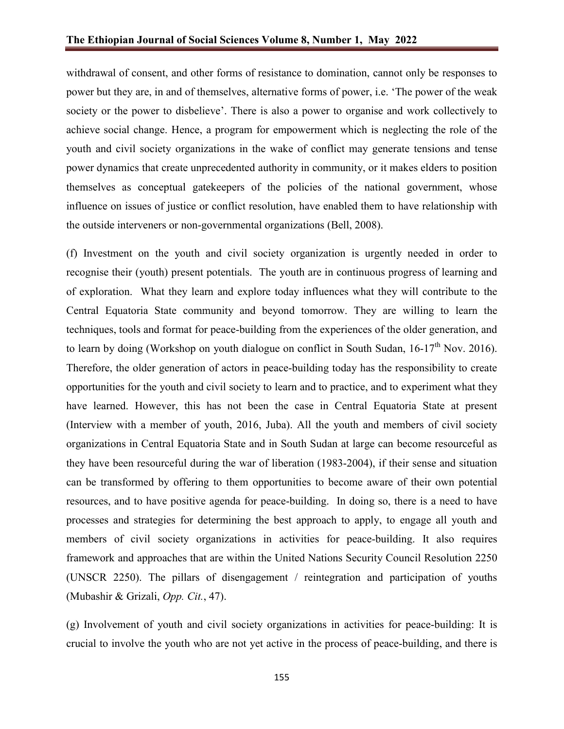withdrawal of consent, and other forms of resistance to domination, cannot only be responses to power but they are, in and of themselves, alternative forms of power, i.e. 'The power of the weak society or the power to disbelieve'. There is also a power to organise and work collectively to achieve social change. Hence, a program for empowerment which is neglecting the role of the youth and civil society organizations in the wake of conflict may generate tensions and tense power dynamics that create unprecedented authority in community, or it makes elders to position themselves as conceptual gatekeepers of the policies of the national government, whose influence on issues of justice or conflict resolution, have enabled them to have relationship with the outside interveners or non-governmental organizations (Bell, 2008).

(f) Investment on the youth and civil society organization is urgently needed in order to recognise their (youth) present potentials. The youth are in continuous progress of learning and of exploration. What they learn and explore today influences what they will contribute to the Central Equatoria State community and beyond tomorrow. They are willing to learn the techniques, tools and format for peace-building from the experiences of the older generation, and to learn by doing (Workshop on youth dialogue on conflict in South Sudan, 16-17th Nov. 2016). Therefore, the older generation of actors in peace-building today has the responsibility to create opportunities for the youth and civil society to learn and to practice, and to experiment what they have learned. However, this has not been the case in Central Equatoria State at present (Interview with a member of youth, 2016, Juba). All the youth and members of civil society organizations in Central Equatoria State and in South Sudan at large can become resourceful as they have been resourceful during the war of liberation (1983-2004), if their sense and situation can be transformed by offering to them opportunities to become aware of their own potential resources, and to have positive agenda for peace-building. In doing so, there is a need to have processes and strategies for determining the best approach to apply, to engage all youth and members of civil society organizations in activities for peace-building. It also requires framework and approaches that are within the United Nations Security Council Resolution 2250 (UNSCR 2250). The pillars of disengagement / reintegration and participation of youths (Mubashir & Grizali, *Opp. Cit.*, 47).

(g) Involvement of youth and civil society organizations in activities for peace-building: It is crucial to involve the youth who are not yet active in the process of peace-building, and there is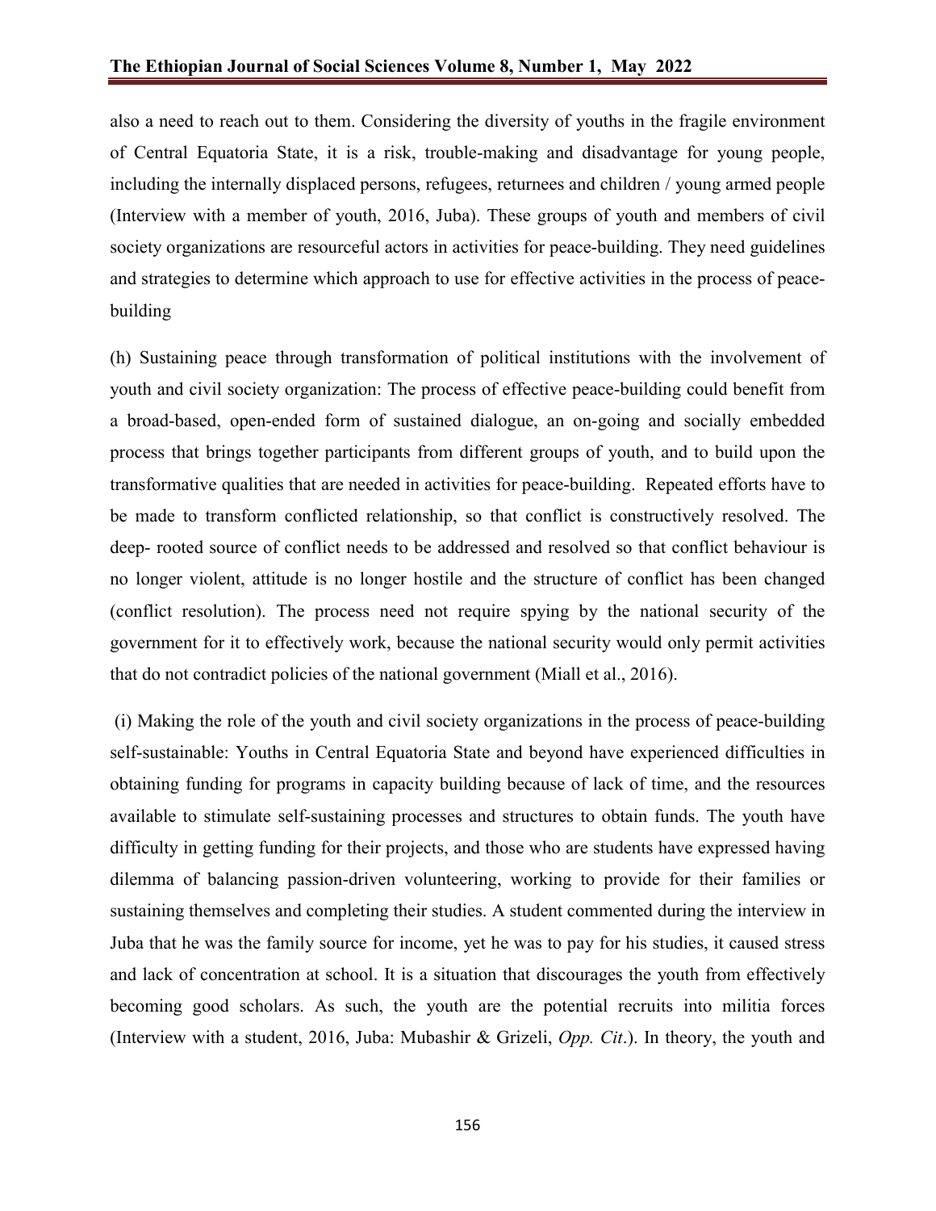also a need to reach out to them. Considering the diversity of youths in the fragile environment of Central Equatoria State, it is a risk, trouble-making and disadvantage for young people, including the internally displaced persons, refugees, returnees and children / young armed people (Interview with a member of youth, 2016, Juba). These groups of youth and members of civil society organizations are resourceful actors in activities for peace-building. They need guidelines and strategies to determine which approach to use for effective activities in the process of peace-building

(h) Sustaining peace through transformation of political institutions with the involvement of youth and civil society organization: The process of effective peace-building could benefit from a broad-based, open-ended form of sustained dialogue, an on-going and socially embedded process that brings together participants from different groups of youth, and to build upon the transformative qualities that are needed in activities for peace-building. Repeated efforts have to be made to transform conflicted relationship, so that conflict is constructively resolved. The deep- rooted source of conflict needs to be addressed and resolved so that conflict behaviour is no longer violent, attitude is no longer hostile and the structure of conflict has been changed (conflict resolution). The process need not require spying by the national security of the government for it to effectively work, because the national security would only permit activities that do not contradict policies of the national government (Miall et al., 2016).

(i) Making the role of the youth and civil society organizations in the process of peace-building self-sustainable: Youths in Central Equatoria State and beyond have experienced difficulties in obtaining funding for programs in capacity building because of lack of time, and the resources available to stimulate self-sustaining processes and structures to obtain funds. The youth have difficulty in getting funding for their projects, and those who are students have expressed having dilemma of balancing passion-driven volunteering, working to provide for their families or sustaining themselves and completing their studies. A student commented during the interview in Juba that he was the family source for income, yet he was to pay for his studies, it caused stress and lack of concentration at school. It is a situation that discourages the youth from effectively becoming good scholars. As such, the youth are the potential recruits into militia forces (Interview with a student, 2016, Juba: Mubashir & Grizeli, *Opp. Cit*.). In theory, the youth and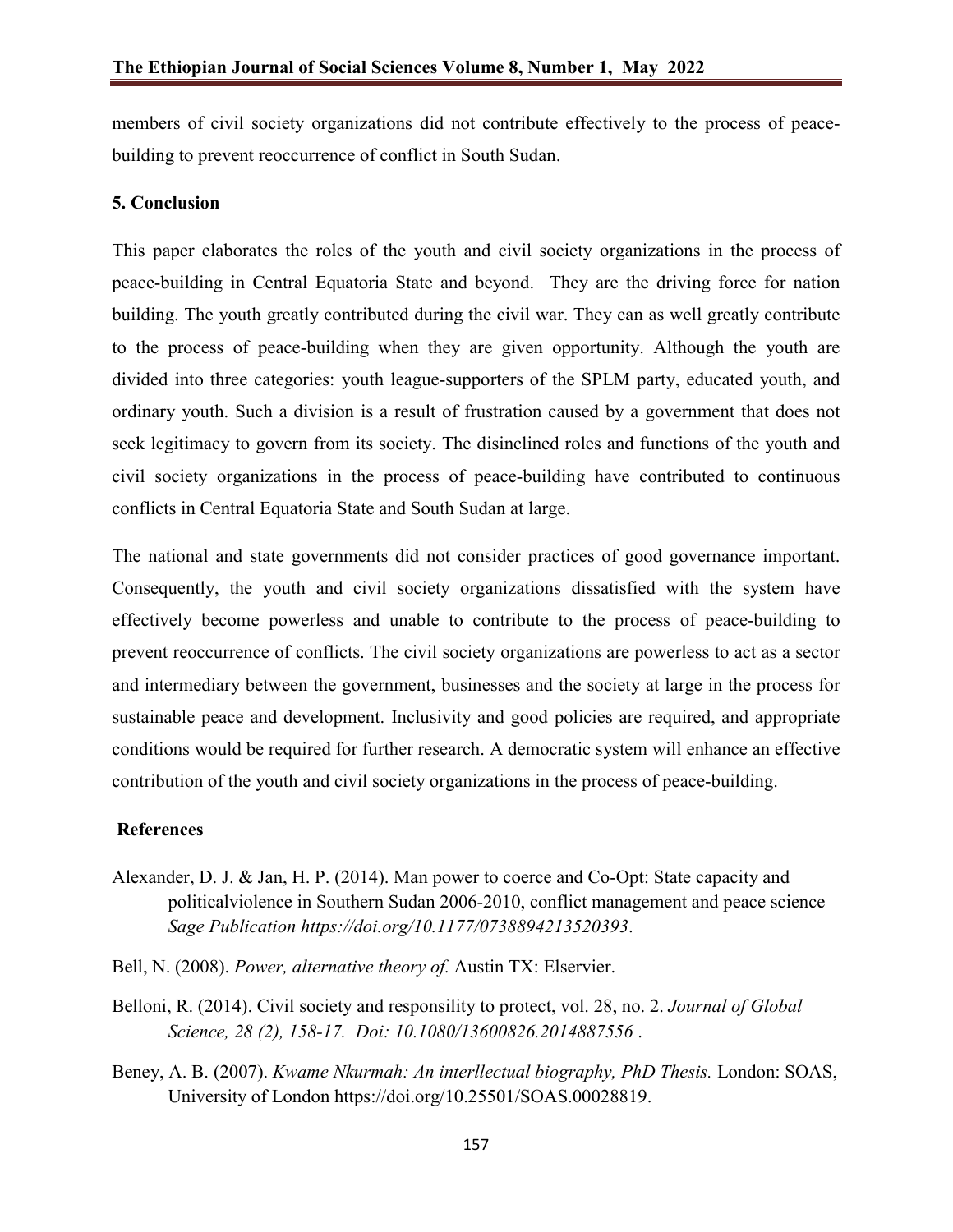members of civil society organizations did not contribute effectively to the process of peace-building to prevent reoccurrence of conflict in South Sudan.

## 5. Conclusion

This paper elaborates the roles of the youth and civil society organizations in the process of peace-building in Central Equatoria State and beyond. They are the driving force for nation building. The youth greatly contributed during the civil war. They can as well greatly contribute to the process of peace-building when they are given opportunity. Although the youth are divided into three categories: youth league-supporters of the SPLM party, educated youth, and ordinary youth. Such a division is a result of frustration caused by a government that does not seek legitimacy to govern from its society. The disinclined roles and functions of the youth and civil society organizations in the process of peace-building have contributed to continuous conflicts in Central Equatoria State and South Sudan at large.

The national and state governments did not consider practices of good governance important. Consequently, the youth and civil society organizations dissatisfied with the system have effectively become powerless and unable to contribute to the process of peace-building to prevent reoccurrence of conflicts. The civil society organizations are powerless to act as a sector and intermediary between the government, businesses and the society at large in the process for sustainable peace and development. Inclusivity and good policies are required, and appropriate conditions would be required for further research. A democratic system will enhance an effective contribution of the youth and civil society organizations in the process of peace-building.

## References

Alexander, D. J. & Jan, H. P. (2014). Man power to coerce and Co-Opt: State capacity and politicalviolence in Southern Sudan 2006-2010, conflict management and peace science *Sage Publication https://doi.org/10.1177/0738894213520393*.

Bell, N. (2008). *Power, alternative theory of.* Austin TX: Elservier.

Belloni, R. (2014). Civil society and responsility to protect, vol. 28, no. 2. *Journal of Global Science, 28 (2), 158-17. Doi: 10.1080/13600826.2014887556* .

Beney, A. B. (2007). *Kwame Nkurmah: An interllectual biography, PhD Thesis.* London: SOAS, University of London https://doi.org/10.25501/SOAS.00028819.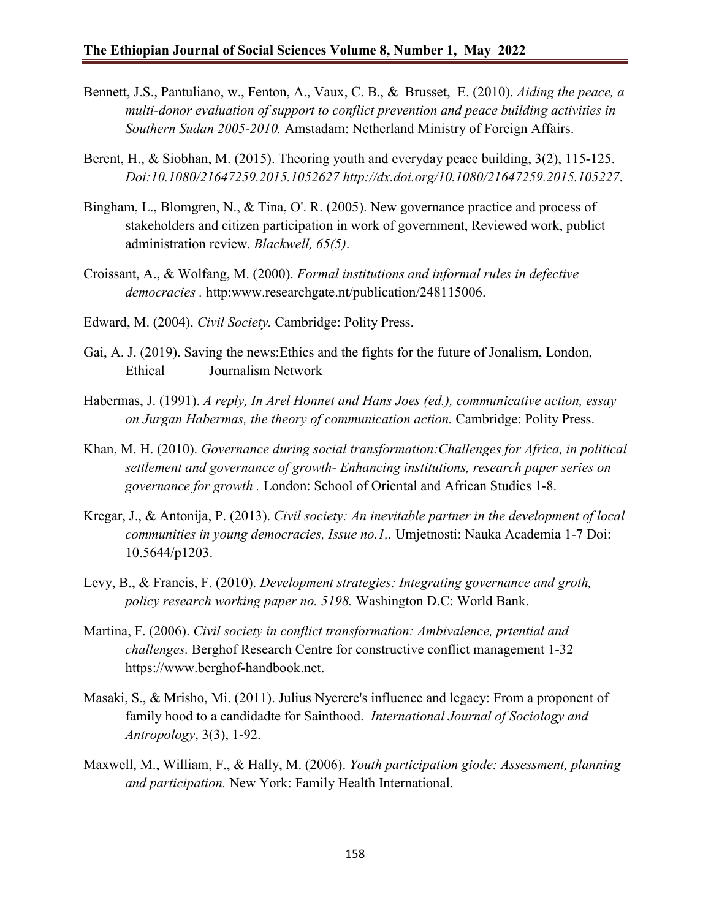Bennett, J.S., Pantuliano, w., Fenton, A., Vaux, C. B., & Brusset, E. (2010). *Aiding the peace, a multi-donor evaluation of support to conflict prevention and peace building activities in Southern Sudan 2005-2010.* Amstadam: Netherland Ministry of Foreign Affairs.

Berent, H., & Siobhan, M. (2015). Theoring youth and everyday peace building, 3(2), 115-125. *Doi:10.1080/21647259.2015.1052627 http://dx.doi.org/10.1080/21647259.2015.105227*.

Bingham, L., Blomgren, N., & Tina, O'. R. (2005). New governance practice and process of stakeholders and citizen participation in work of government, Reviewed work, publict administration review. *Blackwell, 65(5)*.

Croissant, A., & Wolfang, M. (2000). *Formal institutions and informal rules in defective democracies* . http:www.researchgate.nt/publication/248115006.

Edward, M. (2004). *Civil Society.* Cambridge: Polity Press.

Gai, A. J. (2019). Saving the news:Ethics and the fights for the future of Jonalism, London, Ethical Journalism Network

Habermas, J. (1991). *A reply, In Arel Honnet and Hans Joes (ed.), communicative action, essay on Jurgan Habermas, the theory of communication action.* Cambridge: Polity Press.

Khan, M. H. (2010). *Governance during social transformation:Challenges for Africa, in political settlement and governance of growth- Enhancing institutions, research paper series on governance for growth .* London: School of Oriental and African Studies 1-8.

Kregar, J., & Antonija, P. (2013). *Civil society: An inevitable partner in the development of local communities in young democracies, Issue no.1,.* Umjetnosti: Nauka Academia 1-7 Doi: 10.5644/p1203.

Levy, B., & Francis, F. (2010). *Development strategies: Integrating governance and groth, policy research working paper no. 5198.* Washington D.C: World Bank.

Martina, F. (2006). *Civil society in conflict transformation: Ambivalence, prtential and challenges.* Berghof Research Centre for constructive conflict management 1-32 https://www.berghof-handbook.net.

Masaki, S., & Mrisho, Mi. (2011). Julius Nyerere's influence and legacy: From a proponent of family hood to a candidadte for Sainthood. *International Journal of Sociology and Antropology*, 3(3), 1-92.

Maxwell, M., William, F., & Hally, M. (2006). *Youth participation giode: Assessment, planning and participation.* New York: Family Health International.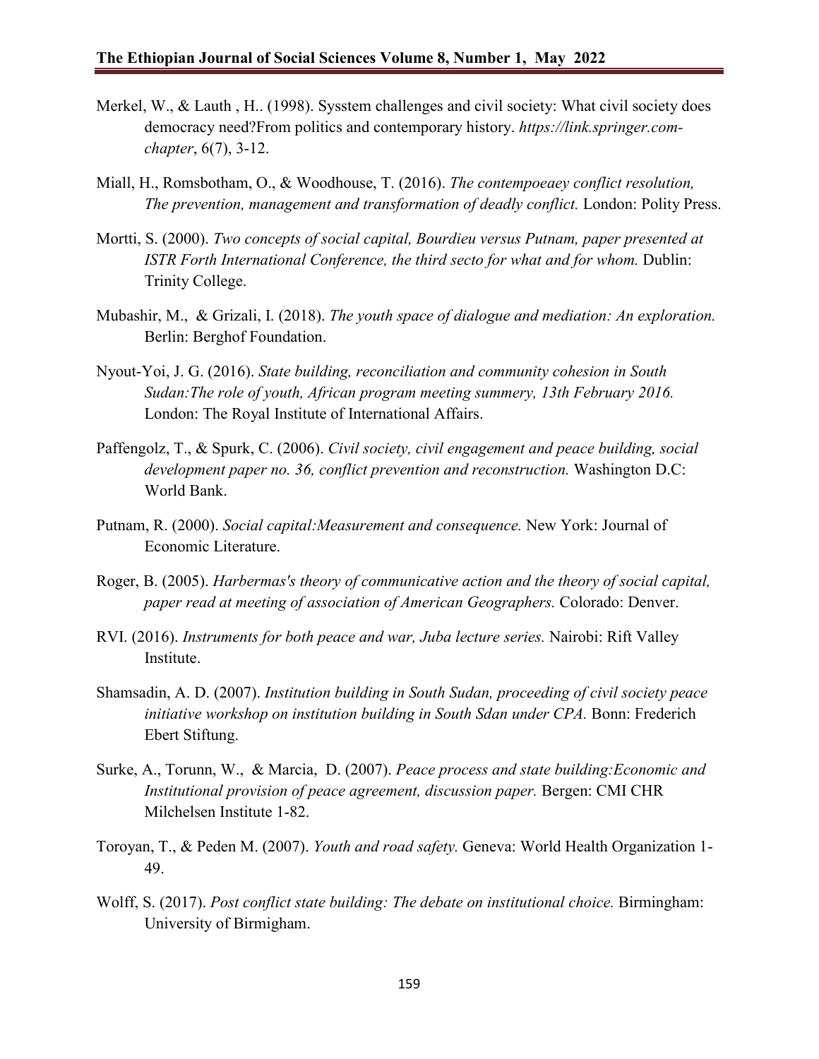Merkel, W., & Lauth , H.. (1998). Sysstem challenges and civil society: What civil society does democracy need?From politics and contemporary history. *https://link.springer.com-chapter*, 6(7), 3-12.

Miall, H., Romsbotham, O., & Woodhouse, T. (2016). *The contempoeaey conflict resolution, The prevention, management and transformation of deadly conflict.* London: Polity Press.

Mortti, S. (2000). *Two concepts of social capital, Bourdieu versus Putnam, paper presented at ISTR Forth International Conference, the third secto for what and for whom.* Dublin: Trinity College.

Mubashir, M., & Grizali, I. (2018). *The youth space of dialogue and mediation: An exploration.* Berlin: Berghof Foundation.

Nyout-Yoi, J. G. (2016). *State building, reconciliation and community cohesion in South Sudan:The role of youth, African program meeting summery, 13th February 2016.* London: The Royal Institute of International Affairs.

Paffengolz, T., & Spurk, C. (2006). *Civil society, civil engagement and peace building, social development paper no. 36, conflict prevention and reconstruction.* Washington D.C: World Bank.

Putnam, R. (2000). *Social capital:Measurement and consequence.* New York: Journal of Economic Literature.

Roger, B. (2005). *Harbermas's theory of communicative action and the theory of social capital, paper read at meeting of association of American Geographers.* Colorado: Denver.

RVI. (2016). *Instruments for both peace and war, Juba lecture series.* Nairobi: Rift Valley Institute.

Shamsadin, A. D. (2007). *Institution building in South Sudan, proceeding of civil society peace initiative workshop on institution building in South Sdan under CPA.* Bonn: Frederich Ebert Stiftung.

Surke, A., Torunn, W., & Marcia, D. (2007). *Peace process and state building:Economic and Institutional provision of peace agreement, discussion paper.* Bergen: CMI CHR Milchelsen Institute 1-82.

Toroyan, T., & Peden M. (2007). *Youth and road safety.* Geneva: World Health Organization 1-49.

Wolff, S. (2017). *Post conflict state building: The debate on institutional choice.* Birmingham: University of Birmigham.